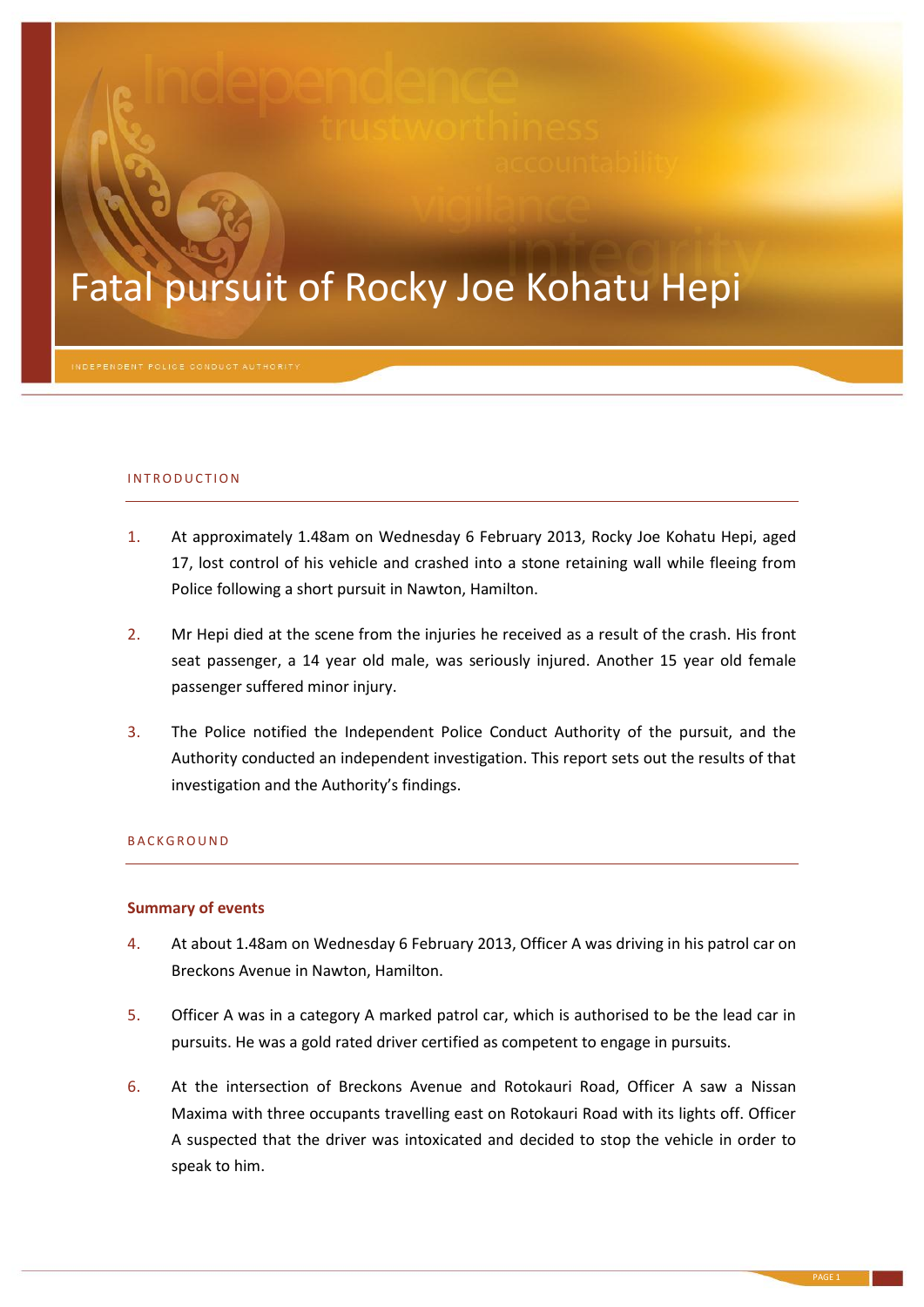# Fatal pursuit of Rocky Joe Kohatu Hepi

## INTRODUCTION

1. At approximately 1.48am on Wednesday 6 February 2013, Rocky Joe Kohatu Hepi, aged 17, lost control of his vehicle and crashed into a stone retaining wall while fleeing from Police following a short pursuit in Nawton, Hamilton.

2. Mr Hepi died at the scene from the injuries he received as a result of the crash. His front seat passenger, a 14 year old male, was seriously injured. Another 15 year old female passenger suffered minor injury.

3. The Police notified the Independent Police Conduct Authority of the pursuit, and the Authority conducted an independent investigation. This report sets out the results of that investigation and the Authority's findings.

## BACKGROUND

### Summary of events

4. At about 1.48am on Wednesday 6 February 2013, Officer A was driving in his patrol car on Breckons Avenue in Nawton, Hamilton.

5. Officer A was in a category A marked patrol car, which is authorised to be the lead car in pursuits. He was a gold rated driver certified as competent to engage in pursuits.

6. At the intersection of Breckons Avenue and Rotokauri Road, Officer A saw a Nissan Maxima with three occupants travelling east on Rotokauri Road with its lights off. Officer A suspected that the driver was intoxicated and decided to stop the vehicle in order to speak to him.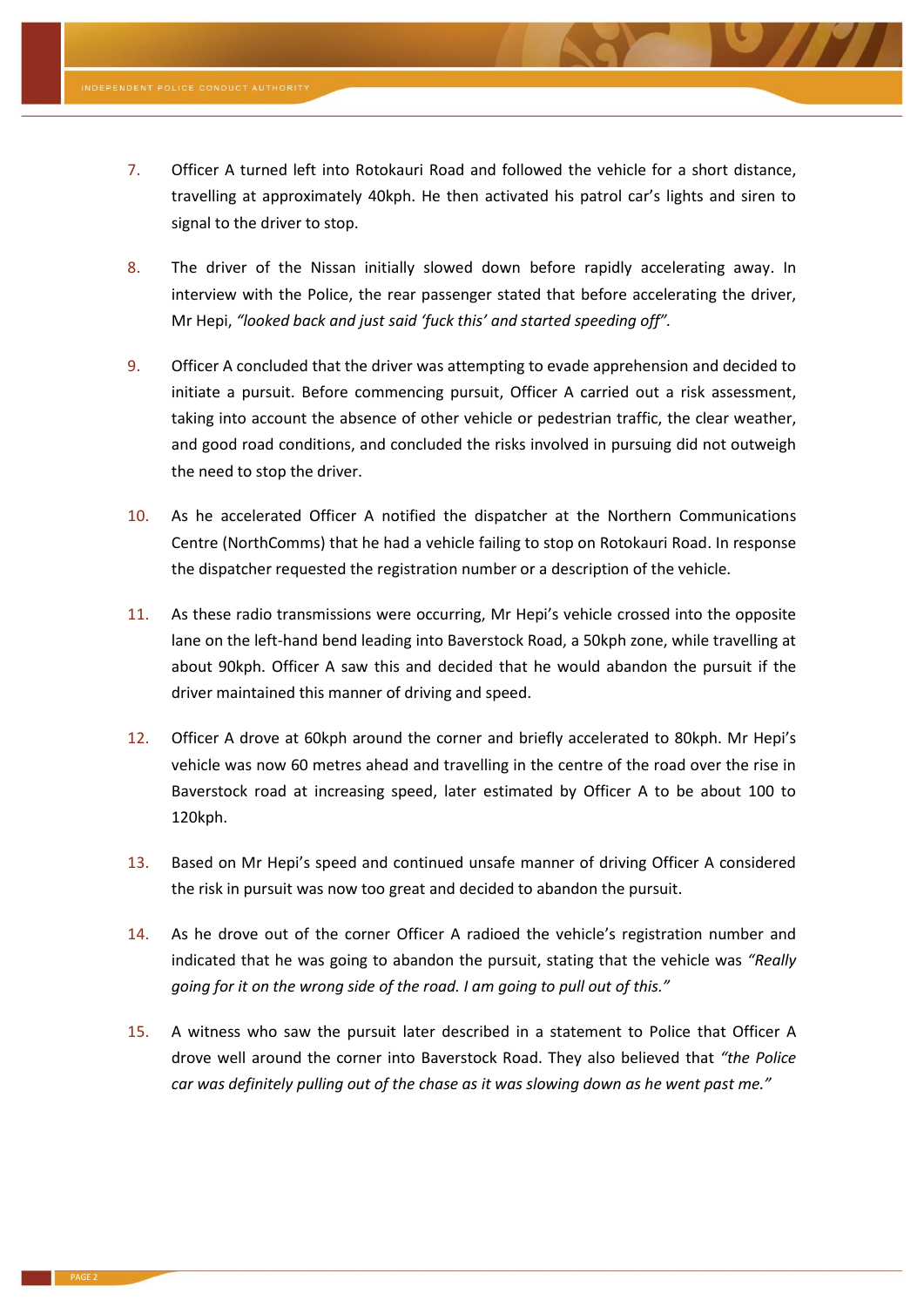7. Officer A turned left into Rotokauri Road and followed the vehicle for a short distance, travelling at approximately 40kph. He then activated his patrol car's lights and siren to signal to the driver to stop.

8. The driver of the Nissan initially slowed down before rapidly accelerating away. In interview with the Police, the rear passenger stated that before accelerating the driver, Mr Hepi, *"looked back and just said 'fuck this' and started speeding off".*

9. Officer A concluded that the driver was attempting to evade apprehension and decided to initiate a pursuit. Before commencing pursuit, Officer A carried out a risk assessment, taking into account the absence of other vehicle or pedestrian traffic, the clear weather, and good road conditions, and concluded the risks involved in pursuing did not outweigh the need to stop the driver.

10. As he accelerated Officer A notified the dispatcher at the Northern Communications Centre (NorthComms) that he had a vehicle failing to stop on Rotokauri Road. In response the dispatcher requested the registration number or a description of the vehicle.

11. As these radio transmissions were occurring, Mr Hepi's vehicle crossed into the opposite lane on the left-hand bend leading into Baverstock Road, a 50kph zone, while travelling at about 90kph. Officer A saw this and decided that he would abandon the pursuit if the driver maintained this manner of driving and speed.

12. Officer A drove at 60kph around the corner and briefly accelerated to 80kph. Mr Hepi's vehicle was now 60 metres ahead and travelling in the centre of the road over the rise in Baverstock road at increasing speed, later estimated by Officer A to be about 100 to 120kph.

13. Based on Mr Hepi's speed and continued unsafe manner of driving Officer A considered the risk in pursuit was now too great and decided to abandon the pursuit.

14. As he drove out of the corner Officer A radioed the vehicle's registration number and indicated that he was going to abandon the pursuit, stating that the vehicle was *"Really going for it on the wrong side of the road. I am going to pull out of this."*

15. A witness who saw the pursuit later described in a statement to Police that Officer A drove well around the corner into Baverstock Road. They also believed that *"the Police car was definitely pulling out of the chase as it was slowing down as he went past me."*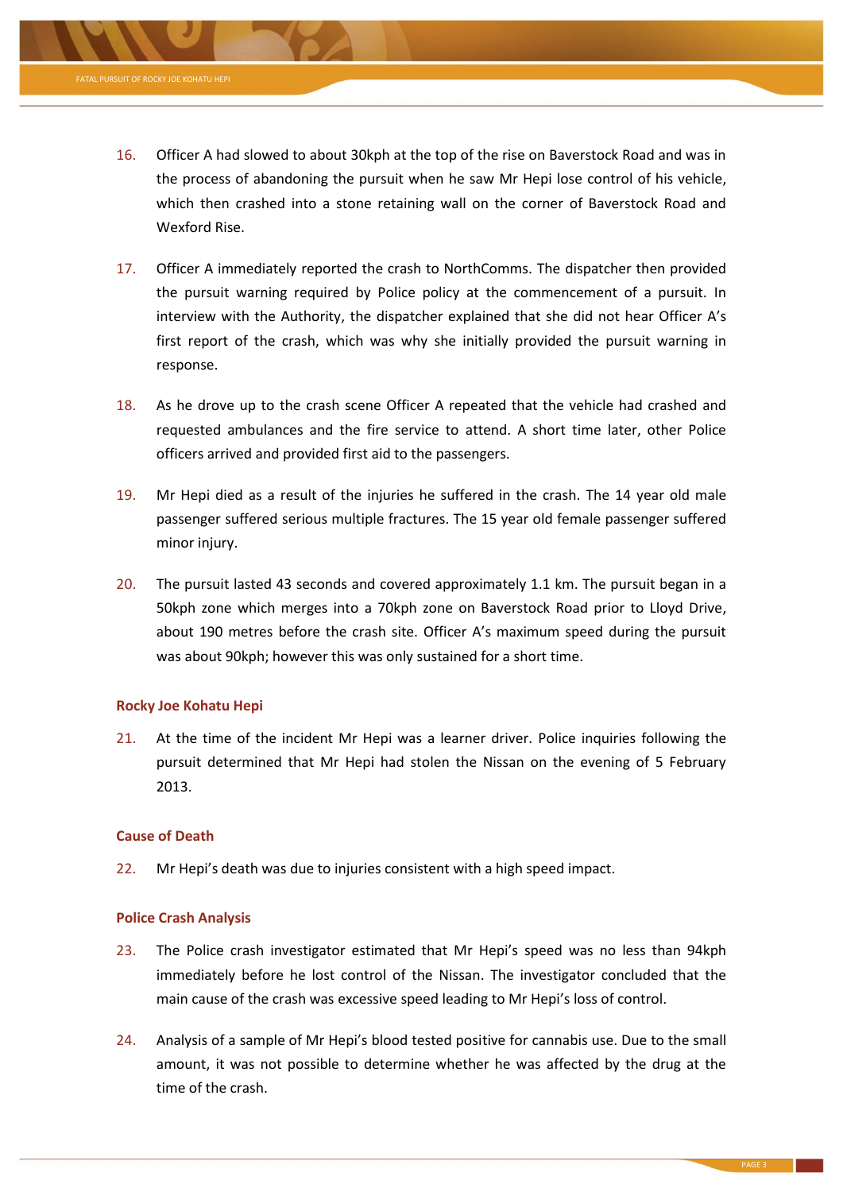16. Officer A had slowed to about 30kph at the top of the rise on Baverstock Road and was in the process of abandoning the pursuit when he saw Mr Hepi lose control of his vehicle, which then crashed into a stone retaining wall on the corner of Baverstock Road and Wexford Rise.

17. Officer A immediately reported the crash to NorthComms. The dispatcher then provided the pursuit warning required by Police policy at the commencement of a pursuit. In interview with the Authority, the dispatcher explained that she did not hear Officer A's first report of the crash, which was why she initially provided the pursuit warning in response.

18. As he drove up to the crash scene Officer A repeated that the vehicle had crashed and requested ambulances and the fire service to attend. A short time later, other Police officers arrived and provided first aid to the passengers.

19. Mr Hepi died as a result of the injuries he suffered in the crash. The 14 year old male passenger suffered serious multiple fractures. The 15 year old female passenger suffered minor injury.

20. The pursuit lasted 43 seconds and covered approximately 1.1 km. The pursuit began in a 50kph zone which merges into a 70kph zone on Baverstock Road prior to Lloyd Drive, about 190 metres before the crash site. Officer A's maximum speed during the pursuit was about 90kph; however this was only sustained for a short time.

### Rocky Joe Kohatu Hepi

21. At the time of the incident Mr Hepi was a learner driver. Police inquiries following the pursuit determined that Mr Hepi had stolen the Nissan on the evening of 5 February 2013.

### Cause of Death

22. Mr Hepi's death was due to injuries consistent with a high speed impact.

### Police Crash Analysis

23. The Police crash investigator estimated that Mr Hepi's speed was no less than 94kph immediately before he lost control of the Nissan. The investigator concluded that the main cause of the crash was excessive speed leading to Mr Hepi's loss of control.

24. Analysis of a sample of Mr Hepi's blood tested positive for cannabis use. Due to the small amount, it was not possible to determine whether he was affected by the drug at the time of the crash.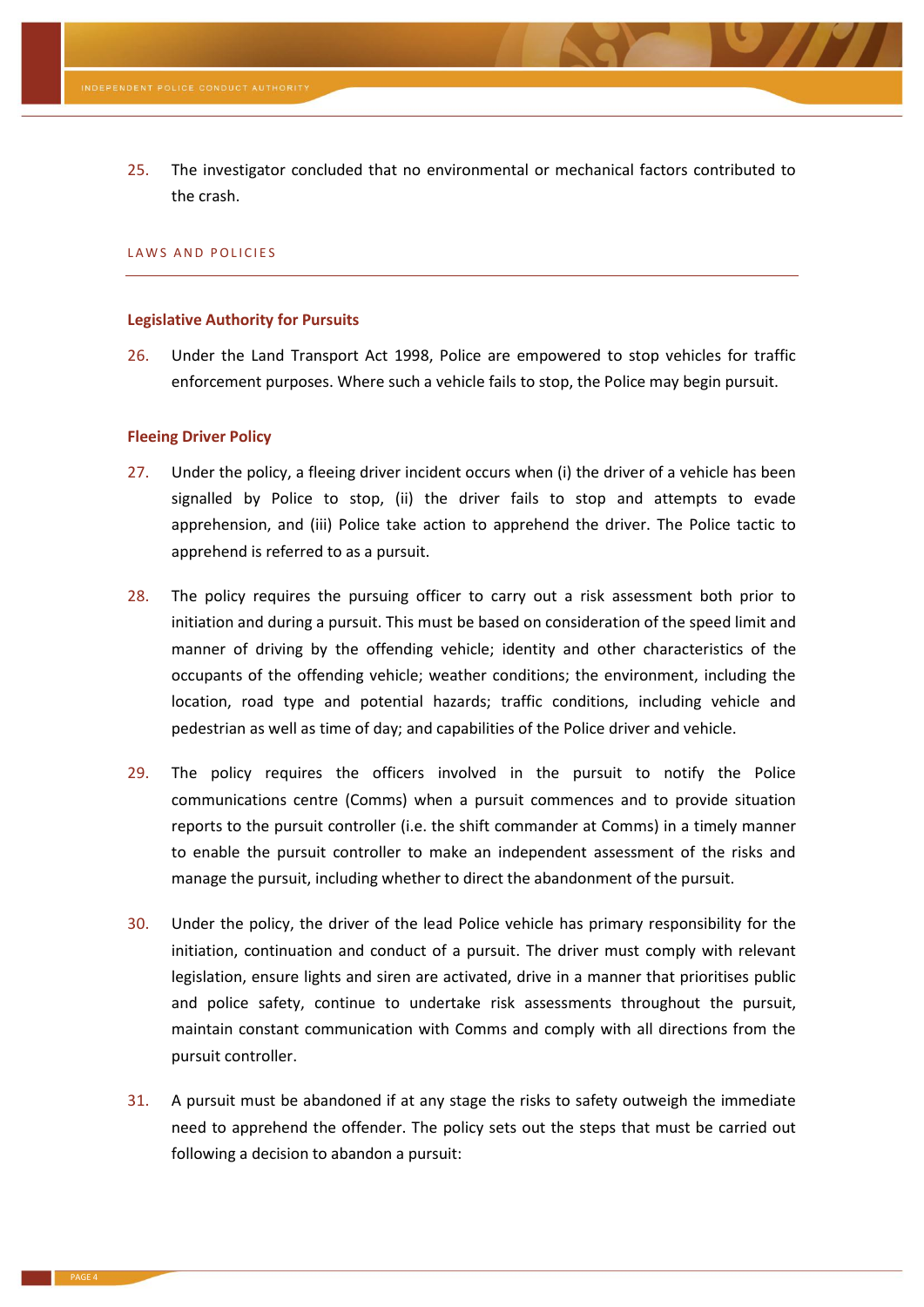25. The investigator concluded that no environmental or mechanical factors contributed to the crash.

## LAWS AND POLICIES

### Legislative Authority for Pursuits

26. Under the Land Transport Act 1998, Police are empowered to stop vehicles for traffic enforcement purposes. Where such a vehicle fails to stop, the Police may begin pursuit.

### Fleeing Driver Policy

27. Under the policy, a fleeing driver incident occurs when (i) the driver of a vehicle has been signalled by Police to stop, (ii) the driver fails to stop and attempts to evade apprehension, and (iii) Police take action to apprehend the driver. The Police tactic to apprehend is referred to as a pursuit.

28. The policy requires the pursuing officer to carry out a risk assessment both prior to initiation and during a pursuit. This must be based on consideration of the speed limit and manner of driving by the offending vehicle; identity and other characteristics of the occupants of the offending vehicle; weather conditions; the environment, including the location, road type and potential hazards; traffic conditions, including vehicle and pedestrian as well as time of day; and capabilities of the Police driver and vehicle.

29. The policy requires the officers involved in the pursuit to notify the Police communications centre (Comms) when a pursuit commences and to provide situation reports to the pursuit controller (i.e. the shift commander at Comms) in a timely manner to enable the pursuit controller to make an independent assessment of the risks and manage the pursuit, including whether to direct the abandonment of the pursuit.

30. Under the policy, the driver of the lead Police vehicle has primary responsibility for the initiation, continuation and conduct of a pursuit. The driver must comply with relevant legislation, ensure lights and siren are activated, drive in a manner that prioritises public and police safety, continue to undertake risk assessments throughout the pursuit, maintain constant communication with Comms and comply with all directions from the pursuit controller.

31. A pursuit must be abandoned if at any stage the risks to safety outweigh the immediate need to apprehend the offender. The policy sets out the steps that must be carried out following a decision to abandon a pursuit: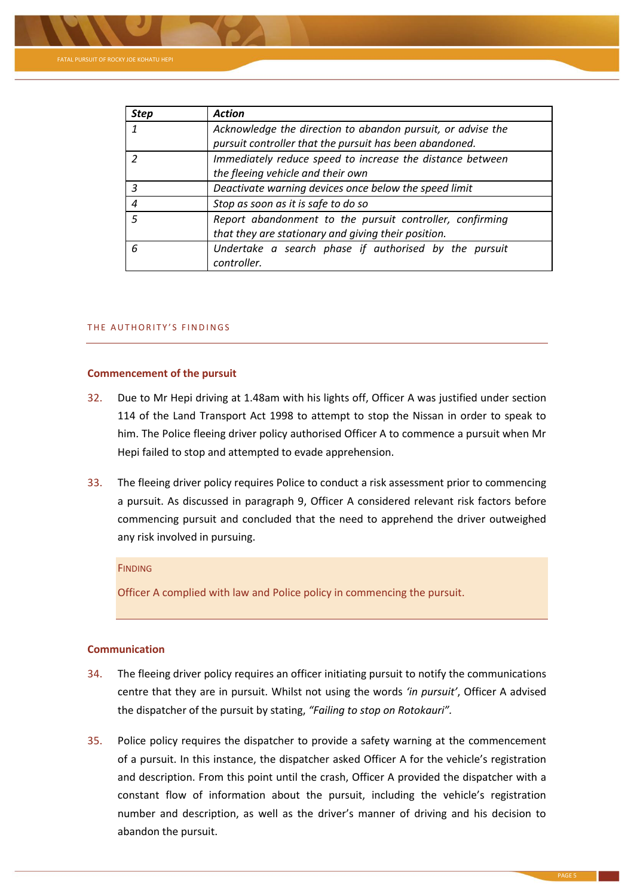| *Step* | *Action* |
|---|---|
| *1* | *Acknowledge the direction to abandon pursuit, or advise the pursuit controller that the pursuit has been abandoned.* |
| *2* | *Immediately reduce speed to increase the distance between the fleeing vehicle and their own* |
| *3* | *Deactivate warning devices once below the speed limit* |
| *4* | *Stop as soon as it is safe to do so* |
| *5* | *Report abandonment to the pursuit controller, confirming that they are stationary and giving their position.* |
| *6* | *Undertake a search phase if authorised by the pursuit controller.* |

## THE AUTHORITY'S FINDINGS

### Commencement of the pursuit

32. Due to Mr Hepi driving at 1.48am with his lights off, Officer A was justified under section 114 of the Land Transport Act 1998 to attempt to stop the Nissan in order to speak to him. The Police fleeing driver policy authorised Officer A to commence a pursuit when Mr Hepi failed to stop and attempted to evade apprehension.

33. The fleeing driver policy requires Police to conduct a risk assessment prior to commencing a pursuit. As discussed in paragraph 9, Officer A considered relevant risk factors before commencing pursuit and concluded that the need to apprehend the driver outweighed any risk involved in pursuing.

> FINDING
>
> Officer A complied with law and Police policy in commencing the pursuit.

### Communication

34. The fleeing driver policy requires an officer initiating pursuit to notify the communications centre that they are in pursuit. Whilst not using the words *'in pursuit'*, Officer A advised the dispatcher of the pursuit by stating, *"Failing to stop on Rotokauri"*.

35. Police policy requires the dispatcher to provide a safety warning at the commencement of a pursuit. In this instance, the dispatcher asked Officer A for the vehicle's registration and description. From this point until the crash, Officer A provided the dispatcher with a constant flow of information about the pursuit, including the vehicle's registration number and description, as well as the driver's manner of driving and his decision to abandon the pursuit.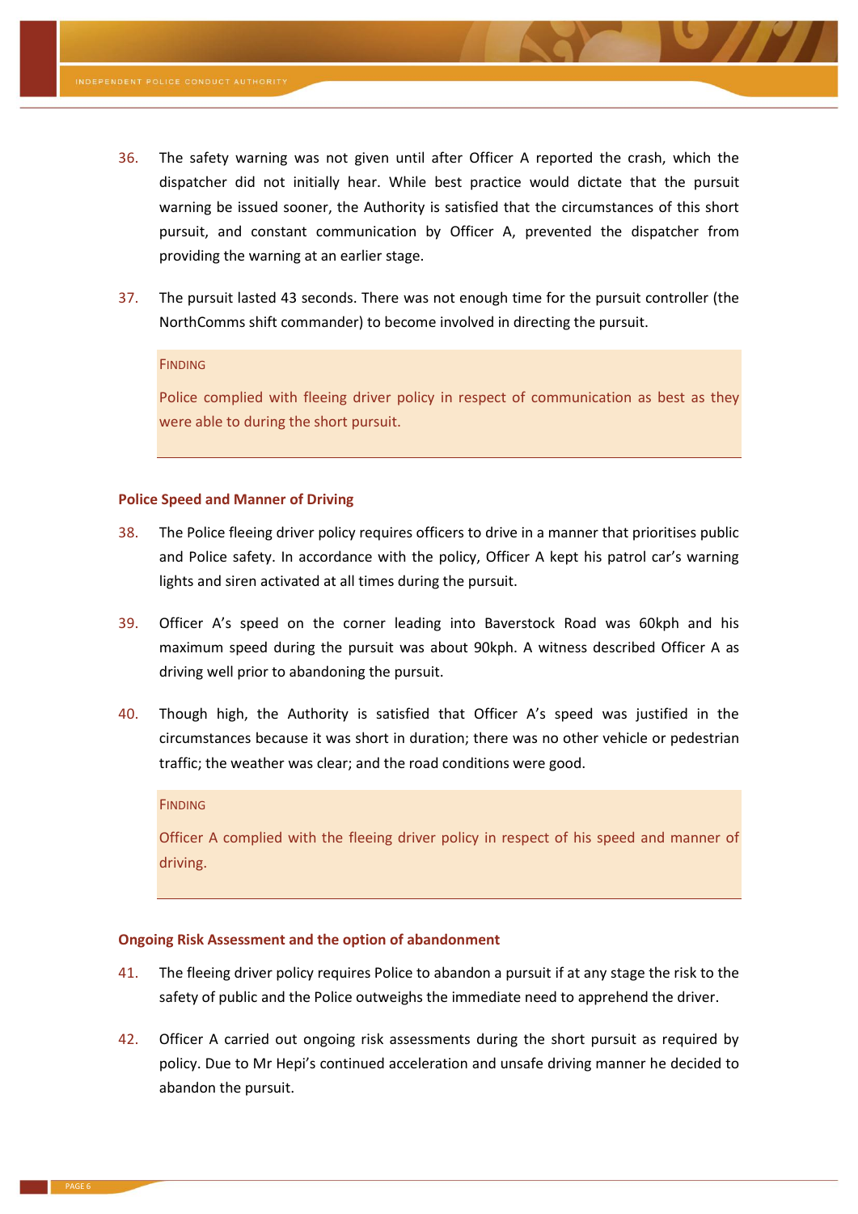36. The safety warning was not given until after Officer A reported the crash, which the dispatcher did not initially hear. While best practice would dictate that the pursuit warning be issued sooner, the Authority is satisfied that the circumstances of this short pursuit, and constant communication by Officer A, prevented the dispatcher from providing the warning at an earlier stage.

37. The pursuit lasted 43 seconds. There was not enough time for the pursuit controller (the NorthComms shift commander) to become involved in directing the pursuit.

> FINDING
>
> Police complied with fleeing driver policy in respect of communication as best as they were able to during the short pursuit.

### Police Speed and Manner of Driving

38. The Police fleeing driver policy requires officers to drive in a manner that prioritises public and Police safety. In accordance with the policy, Officer A kept his patrol car's warning lights and siren activated at all times during the pursuit.

39. Officer A's speed on the corner leading into Baverstock Road was 60kph and his maximum speed during the pursuit was about 90kph. A witness described Officer A as driving well prior to abandoning the pursuit.

40. Though high, the Authority is satisfied that Officer A's speed was justified in the circumstances because it was short in duration; there was no other vehicle or pedestrian traffic; the weather was clear; and the road conditions were good.

> FINDING
>
> Officer A complied with the fleeing driver policy in respect of his speed and manner of driving.

### Ongoing Risk Assessment and the option of abandonment

41. The fleeing driver policy requires Police to abandon a pursuit if at any stage the risk to the safety of public and the Police outweighs the immediate need to apprehend the driver.

42. Officer A carried out ongoing risk assessments during the short pursuit as required by policy. Due to Mr Hepi's continued acceleration and unsafe driving manner he decided to abandon the pursuit.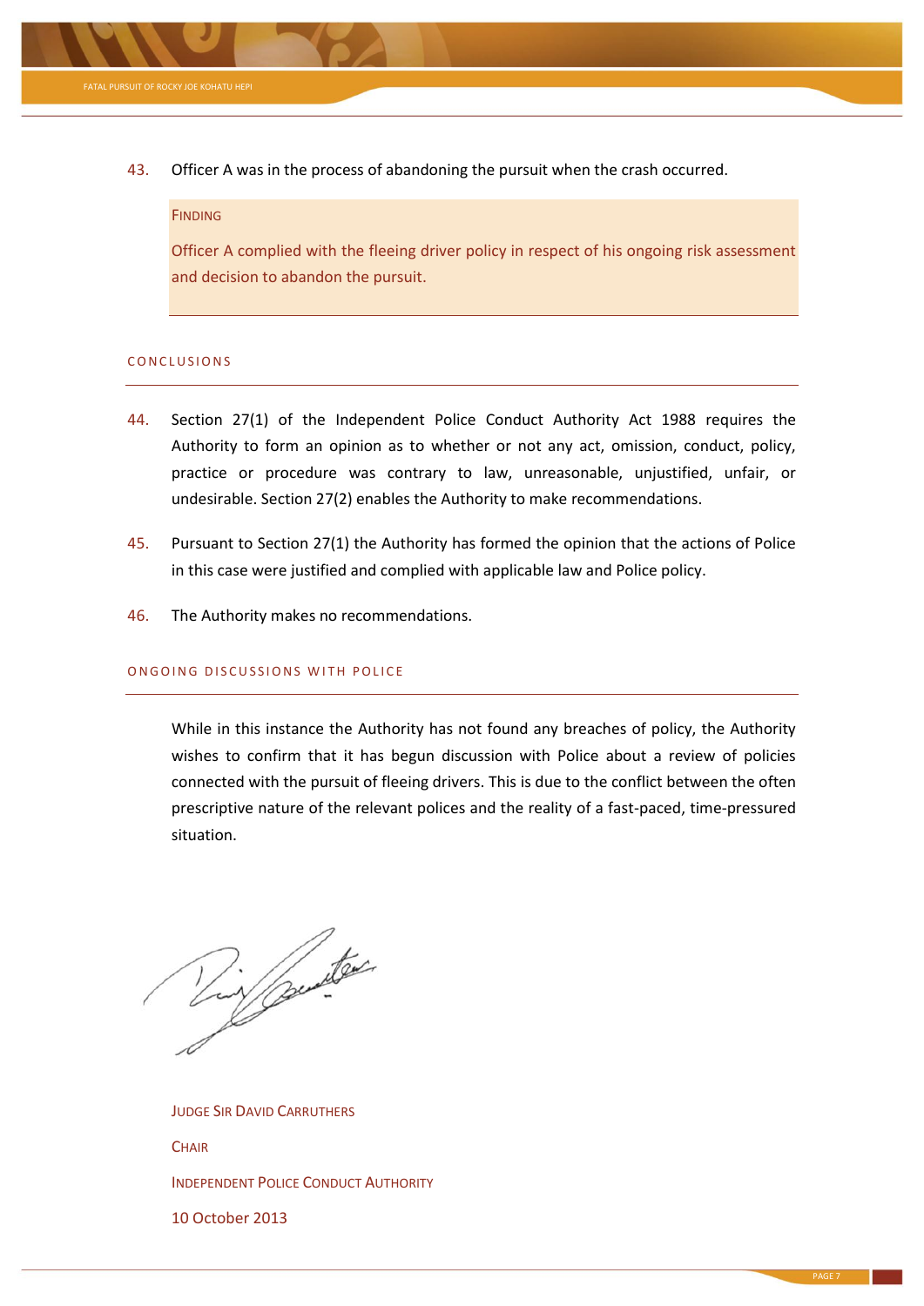43. Officer A was in the process of abandoning the pursuit when the crash occurred.

> **FINDING**
>
> Officer A complied with the fleeing driver policy in respect of his ongoing risk assessment and decision to abandon the pursuit.

## CONCLUSIONS

44. Section 27(1) of the Independent Police Conduct Authority Act 1988 requires the Authority to form an opinion as to whether or not any act, omission, conduct, policy, practice or procedure was contrary to law, unreasonable, unjustified, unfair, or undesirable. Section 27(2) enables the Authority to make recommendations.

45. Pursuant to Section 27(1) the Authority has formed the opinion that the actions of Police in this case were justified and complied with applicable law and Police policy.

46. The Authority makes no recommendations.

## ONGOING DISCUSSIONS WITH POLICE

While in this instance the Authority has not found any breaches of policy, the Authority wishes to confirm that it has begun discussion with Police about a review of policies connected with the pursuit of fleeing drivers. This is due to the conflict between the often prescriptive nature of the relevant polices and the reality of a fast-paced, time-pressured situation.

JUDGE SIR DAVID CARRUTHERS

CHAIR

INDEPENDENT POLICE CONDUCT AUTHORITY

10 October 2013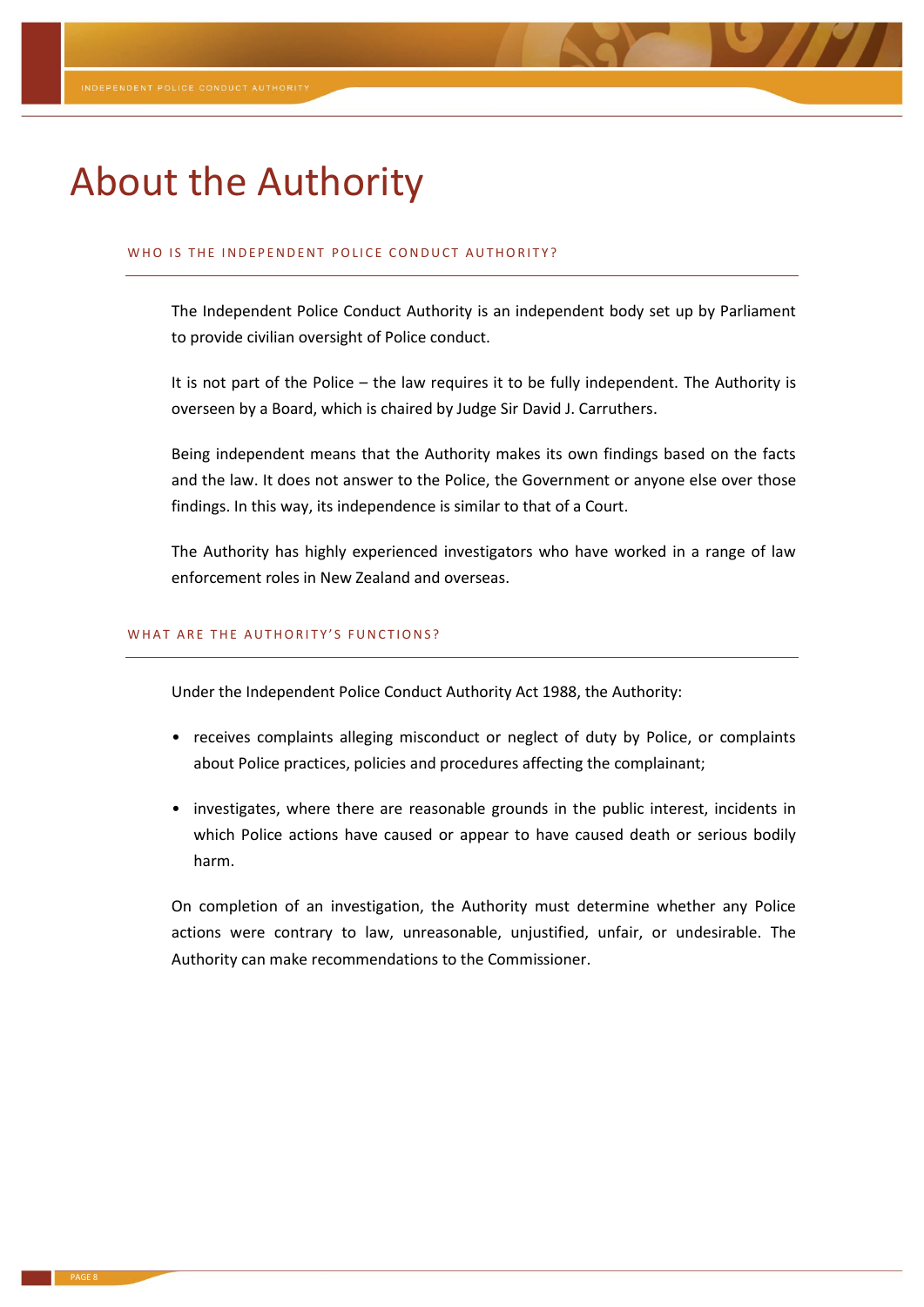# About the Authority

## WHO IS THE INDEPENDENT POLICE CONDUCT AUTHORITY?

The Independent Police Conduct Authority is an independent body set up by Parliament to provide civilian oversight of Police conduct.

It is not part of the Police – the law requires it to be fully independent. The Authority is overseen by a Board, which is chaired by Judge Sir David J. Carruthers.

Being independent means that the Authority makes its own findings based on the facts and the law. It does not answer to the Police, the Government or anyone else over those findings. In this way, its independence is similar to that of a Court.

The Authority has highly experienced investigators who have worked in a range of law enforcement roles in New Zealand and overseas.

## WHAT ARE THE AUTHORITY'S FUNCTIONS?

Under the Independent Police Conduct Authority Act 1988, the Authority:

- receives complaints alleging misconduct or neglect of duty by Police, or complaints about Police practices, policies and procedures affecting the complainant;
- investigates, where there are reasonable grounds in the public interest, incidents in which Police actions have caused or appear to have caused death or serious bodily harm.

On completion of an investigation, the Authority must determine whether any Police actions were contrary to law, unreasonable, unjustified, unfair, or undesirable. The Authority can make recommendations to the Commissioner.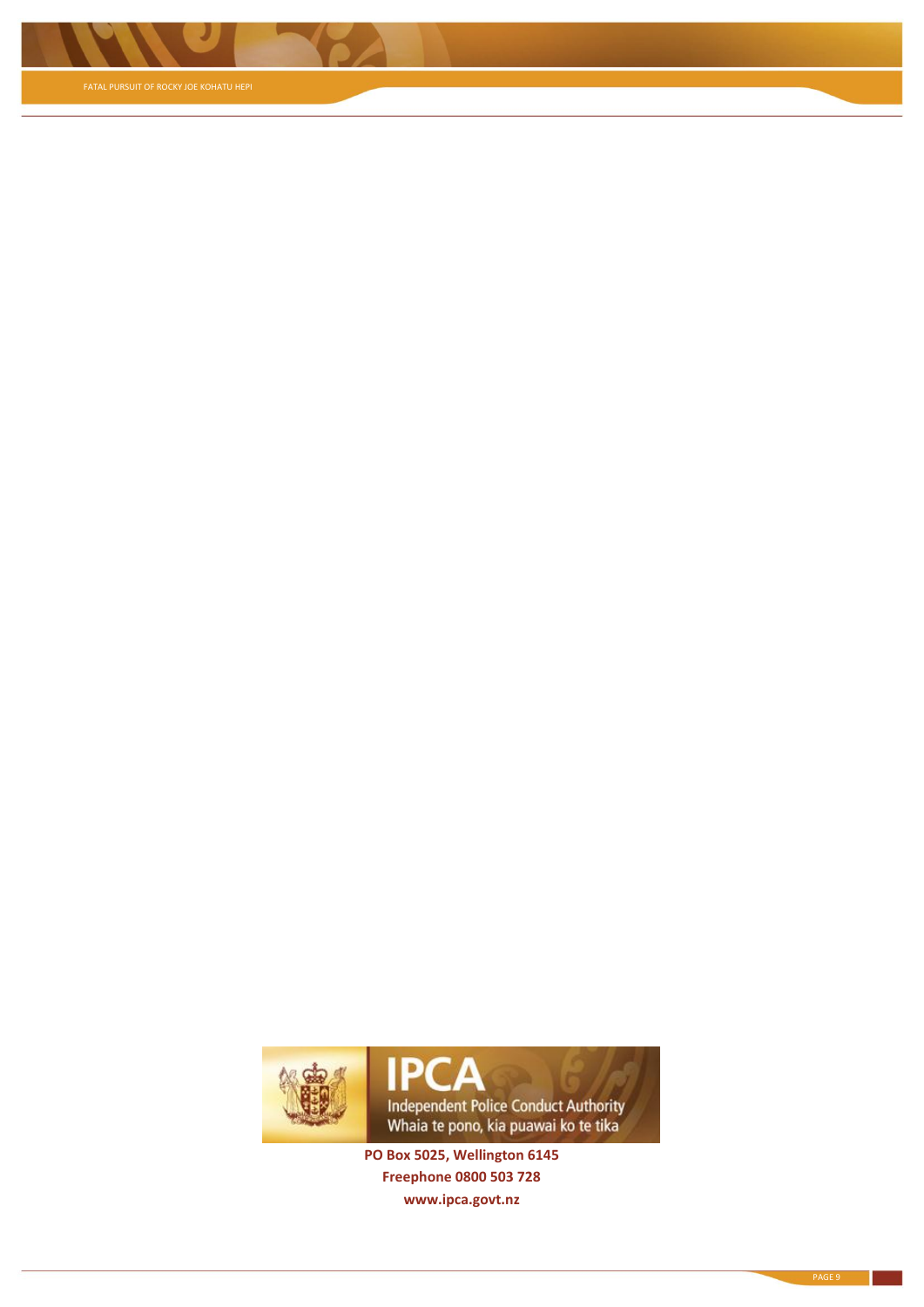IPCA

Independent Police Conduct Authority

Whaia te pono, kia puawai ko te tika

**PO Box 5025, Wellington 6145**

**Freephone 0800 503 728**

**www.ipca.govt.nz**